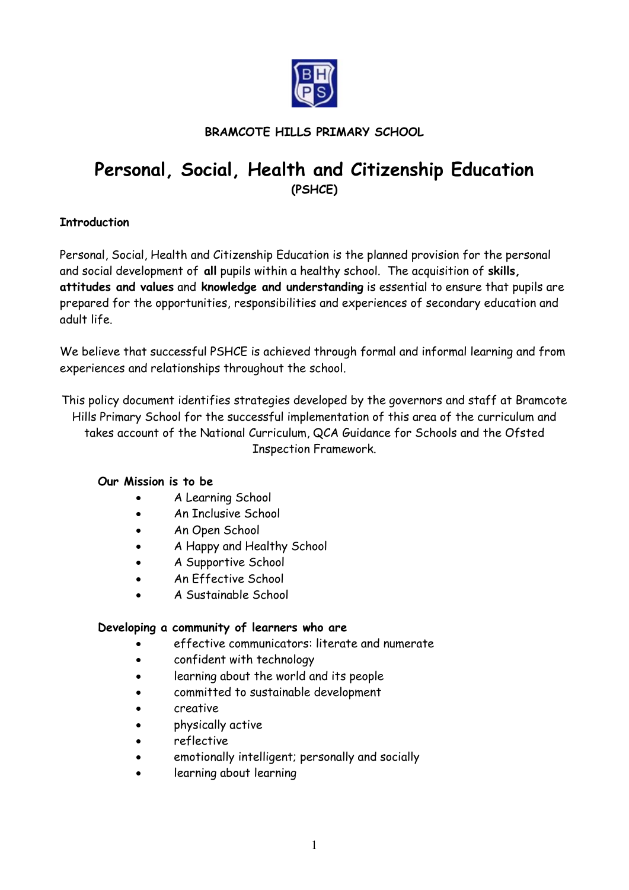**BRAMCOTE HILLS PRIMARY SCHOOL**

# Personal, Social, Health and Citizenship Education

**(PSHCE)**

## Introduction

Personal, Social, Health and Citizenship Education is the planned provision for the personal and social development of **all** pupils within a healthy school. The acquisition of **skills, attitudes and values** and **knowledge and understanding** is essential to ensure that pupils are prepared for the opportunities, responsibilities and experiences of secondary education and adult life.

We believe that successful PSHCE is achieved through formal and informal learning and from experiences and relationships throughout the school.

This policy document identifies strategies developed by the governors and staff at Bramcote Hills Primary School for the successful implementation of this area of the curriculum and takes account of the National Curriculum, QCA Guidance for Schools and the Ofsted Inspection Framework.

**Our Mission is to be**

- A Learning School
- An Inclusive School
- An Open School
- A Happy and Healthy School
- A Supportive School
- An Effective School
- A Sustainable School

**Developing a community of learners who are**

- effective communicators: literate and numerate
- confident with technology
- learning about the world and its people
- committed to sustainable development
- creative
- physically active
- reflective
- emotionally intelligent; personally and socially
- learning about learning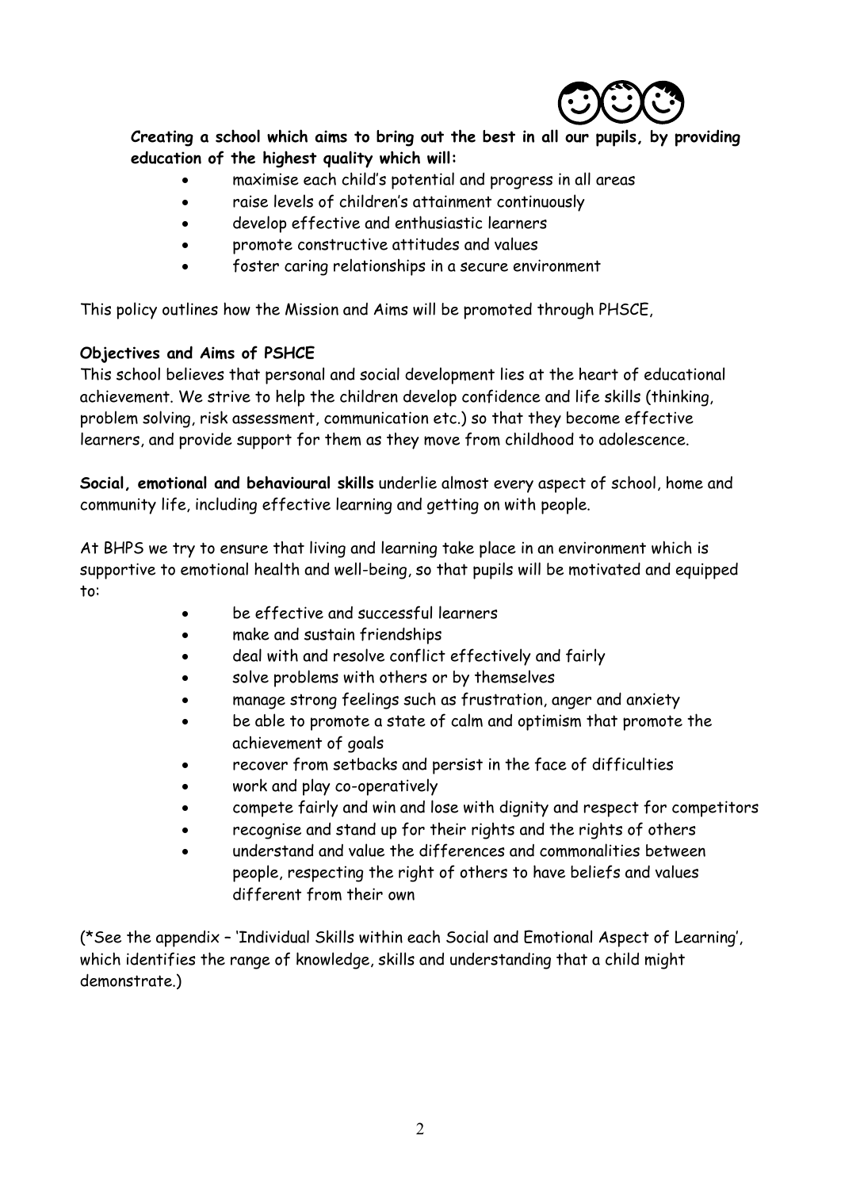**Creating a school which aims to bring out the best in all our pupils, by providing education of the highest quality which will:**

- maximise each child's potential and progress in all areas
- raise levels of children's attainment continuously
- develop effective and enthusiastic learners
- promote constructive attitudes and values
- foster caring relationships in a secure environment

This policy outlines how the Mission and Aims will be promoted through PHSCE,

**Objectives and Aims of PSHCE**

This school believes that personal and social development lies at the heart of educational achievement. We strive to help the children develop confidence and life skills (thinking, problem solving, risk assessment, communication etc.) so that they become effective learners, and provide support for them as they move from childhood to adolescence.

**Social, emotional and behavioural skills** underlie almost every aspect of school, home and community life, including effective learning and getting on with people.

At BHPS we try to ensure that living and learning take place in an environment which is supportive to emotional health and well-being, so that pupils will be motivated and equipped to:

- be effective and successful learners
- make and sustain friendships
- deal with and resolve conflict effectively and fairly
- solve problems with others or by themselves
- manage strong feelings such as frustration, anger and anxiety
- be able to promote a state of calm and optimism that promote the achievement of goals
- recover from setbacks and persist in the face of difficulties
- work and play co-operatively
- compete fairly and win and lose with dignity and respect for competitors
- recognise and stand up for their rights and the rights of others
- understand and value the differences and commonalities between people, respecting the right of others to have beliefs and values different from their own

(*See the appendix – 'Individual Skills within each Social and Emotional Aspect of Learning', which identifies the range of knowledge, skills and understanding that a child might demonstrate.)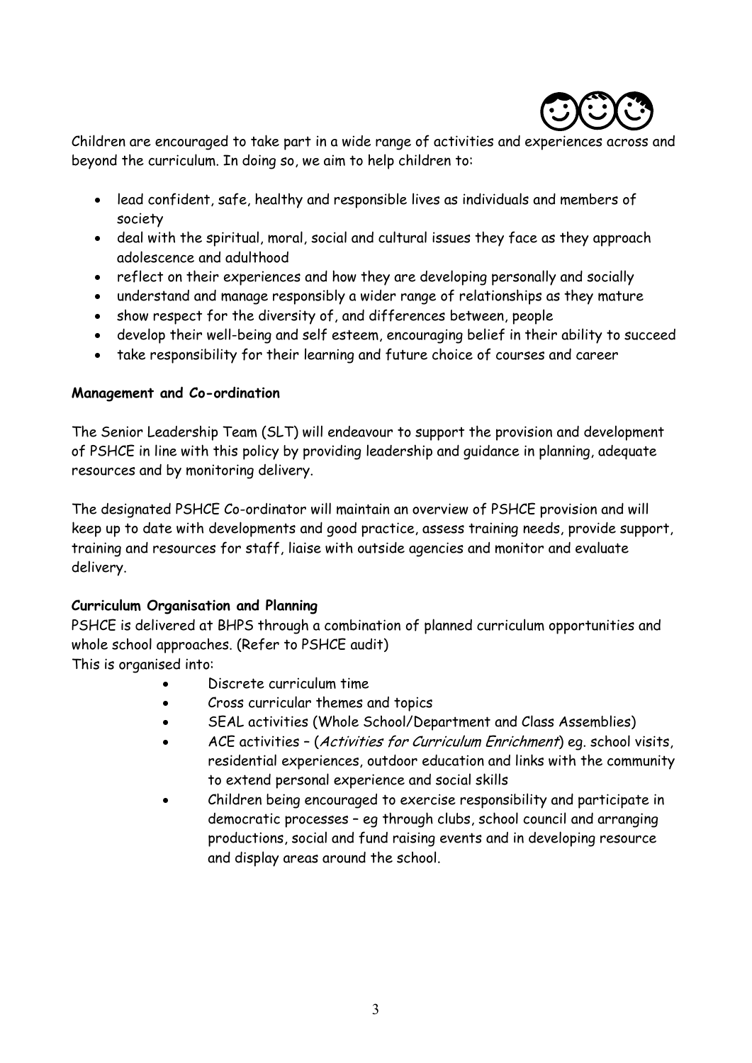Children are encouraged to take part in a wide range of activities and experiences across and beyond the curriculum. In doing so, we aim to help children to:

- lead confident, safe, healthy and responsible lives as individuals and members of society
- deal with the spiritual, moral, social and cultural issues they face as they approach adolescence and adulthood
- reflect on their experiences and how they are developing personally and socially
- understand and manage responsibly a wider range of relationships as they mature
- show respect for the diversity of, and differences between, people
- develop their well-being and self esteem, encouraging belief in their ability to succeed
- take responsibility for their learning and future choice of courses and career

**Management and Co-ordination**

The Senior Leadership Team (SLT) will endeavour to support the provision and development of PSHCE in line with this policy by providing leadership and guidance in planning, adequate resources and by monitoring delivery.

The designated PSHCE Co-ordinator will maintain an overview of PSHCE provision and will keep up to date with developments and good practice, assess training needs, provide support, training and resources for staff, liaise with outside agencies and monitor and evaluate delivery.

**Curriculum Organisation and Planning**

PSHCE is delivered at BHPS through a combination of planned curriculum opportunities and whole school approaches. (Refer to PSHCE audit)
This is organised into:

- Discrete curriculum time
- Cross curricular themes and topics
- SEAL activities (Whole School/Department and Class Assemblies)
- ACE activities – (*Activities for Curriculum Enrichment*) eg. school visits, residential experiences, outdoor education and links with the community to extend personal experience and social skills
- Children being encouraged to exercise responsibility and participate in democratic processes – eg through clubs, school council and arranging productions, social and fund raising events and in developing resource and display areas around the school.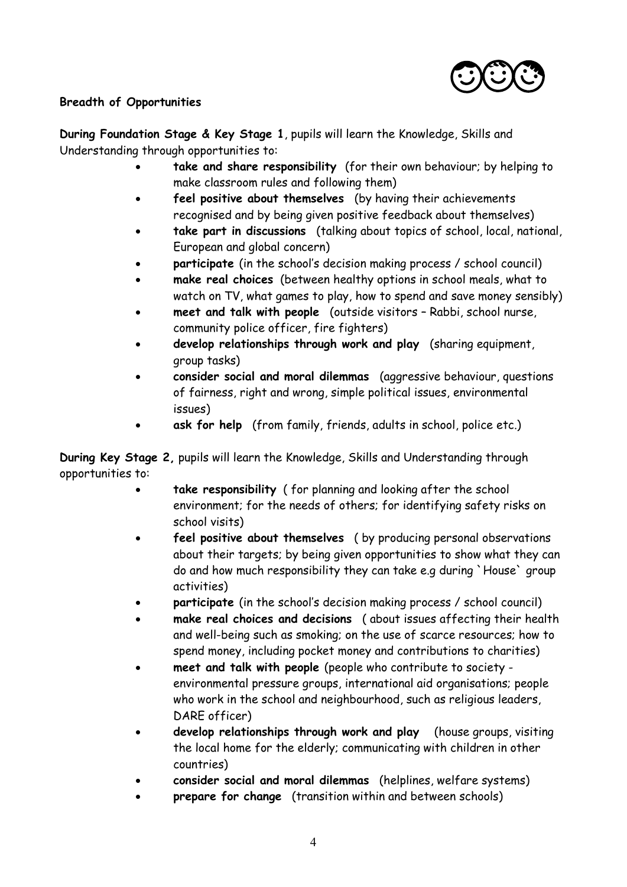**Breadth of Opportunities**

**During Foundation Stage & Key Stage 1**, pupils will learn the Knowledge, Skills and Understanding through opportunities to:

- **take and share responsibility** (for their own behaviour; by helping to make classroom rules and following them)
- **feel positive about themselves** (by having their achievements recognised and by being given positive feedback about themselves)
- **take part in discussions** (talking about topics of school, local, national, European and global concern)
- **participate** (in the school's decision making process / school council)
- **make real choices** (between healthy options in school meals, what to watch on TV, what games to play, how to spend and save money sensibly)
- **meet and talk with people** (outside visitors – Rabbi, school nurse, community police officer, fire fighters)
- **develop relationships through work and play** (sharing equipment, group tasks)
- **consider social and moral dilemmas** (aggressive behaviour, questions of fairness, right and wrong, simple political issues, environmental issues)
- **ask for help** (from family, friends, adults in school, police etc.)

**During Key Stage 2,** pupils will learn the Knowledge, Skills and Understanding through opportunities to:

- **take responsibility** ( for planning and looking after the school environment; for the needs of others; for identifying safety risks on school visits)
- **feel positive about themselves** ( by producing personal observations about their targets; by being given opportunities to show what they can do and how much responsibility they can take e.g during `House` group activities)
- **participate** (in the school's decision making process / school council)
- **make real choices and decisions** ( about issues affecting their health and well-being such as smoking; on the use of scarce resources; how to spend money, including pocket money and contributions to charities)
- **meet and talk with people** (people who contribute to society - environmental pressure groups, international aid organisations; people who work in the school and neighbourhood, such as religious leaders, DARE officer)
- **develop relationships through work and play** (house groups, visiting the local home for the elderly; communicating with children in other countries)
- **consider social and moral dilemmas** (helplines, welfare systems)
- **prepare for change** (transition within and between schools)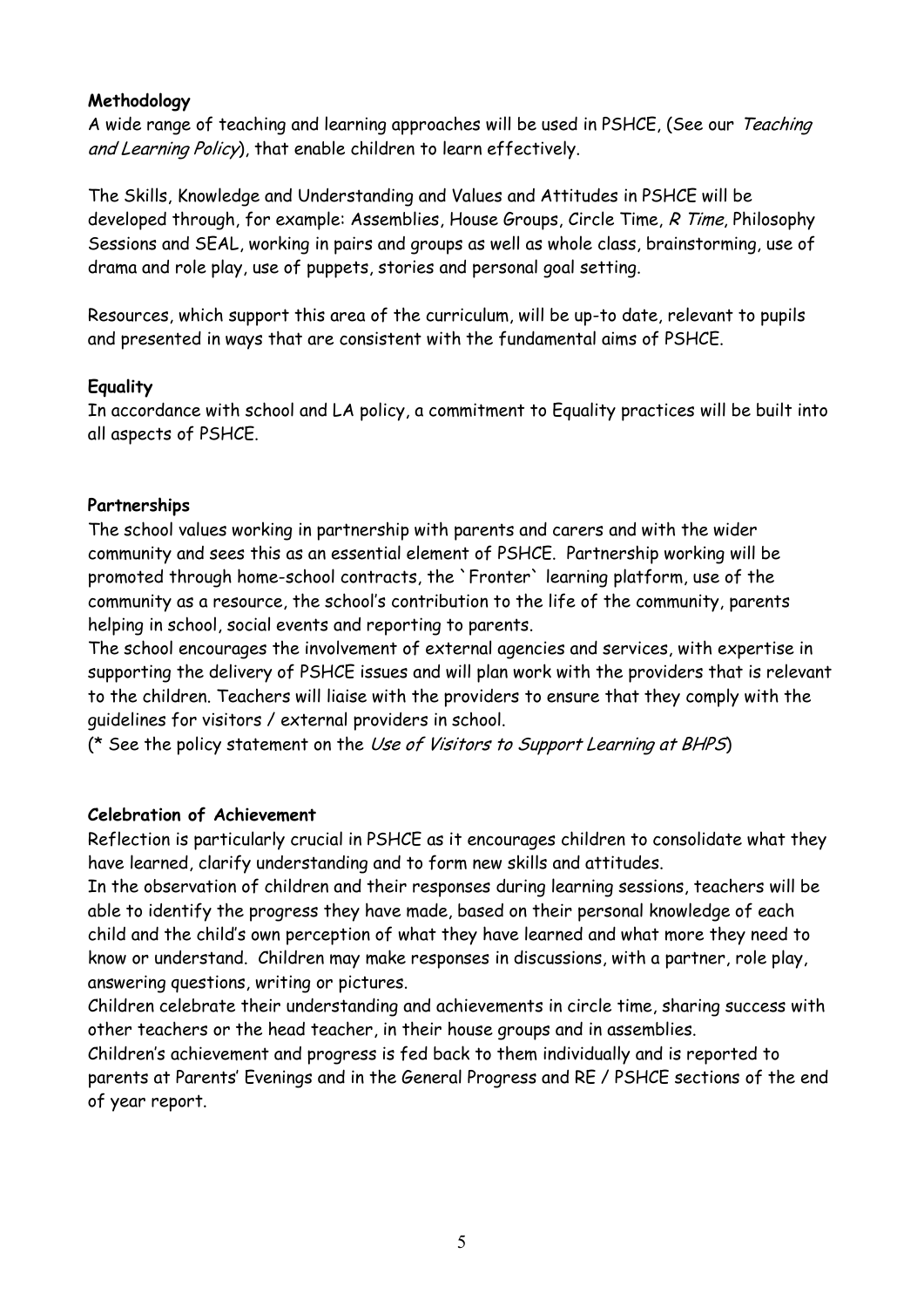**Methodology**

A wide range of teaching and learning approaches will be used in PSHCE, (See our *Teaching and Learning Policy*), that enable children to learn effectively.

The Skills, Knowledge and Understanding and Values and Attitudes in PSHCE will be developed through, for example: Assemblies, House Groups, Circle Time, *R Time*, Philosophy Sessions and SEAL, working in pairs and groups as well as whole class, brainstorming, use of drama and role play, use of puppets, stories and personal goal setting.

Resources, which support this area of the curriculum, will be up-to date, relevant to pupils and presented in ways that are consistent with the fundamental aims of PSHCE.

**Equality**

In accordance with school and LA policy, a commitment to Equality practices will be built into all aspects of PSHCE.

**Partnerships**

The school values working in partnership with parents and carers and with the wider community and sees this as an essential element of PSHCE. Partnership working will be promoted through home-school contracts, the `Fronter` learning platform, use of the community as a resource, the school's contribution to the life of the community, parents helping in school, social events and reporting to parents.

The school encourages the involvement of external agencies and services, with expertise in supporting the delivery of PSHCE issues and will plan work with the providers that is relevant to the children. Teachers will liaise with the providers to ensure that they comply with the guidelines for visitors / external providers in school.

(* See the policy statement on the *Use of Visitors to Support Learning at BHPS*)

**Celebration of Achievement**

Reflection is particularly crucial in PSHCE as it encourages children to consolidate what they have learned, clarify understanding and to form new skills and attitudes.

In the observation of children and their responses during learning sessions, teachers will be able to identify the progress they have made, based on their personal knowledge of each child and the child's own perception of what they have learned and what more they need to know or understand. Children may make responses in discussions, with a partner, role play, answering questions, writing or pictures.

Children celebrate their understanding and achievements in circle time, sharing success with other teachers or the head teacher, in their house groups and in assemblies.

Children's achievement and progress is fed back to them individually and is reported to parents at Parents' Evenings and in the General Progress and RE / PSHCE sections of the end of year report.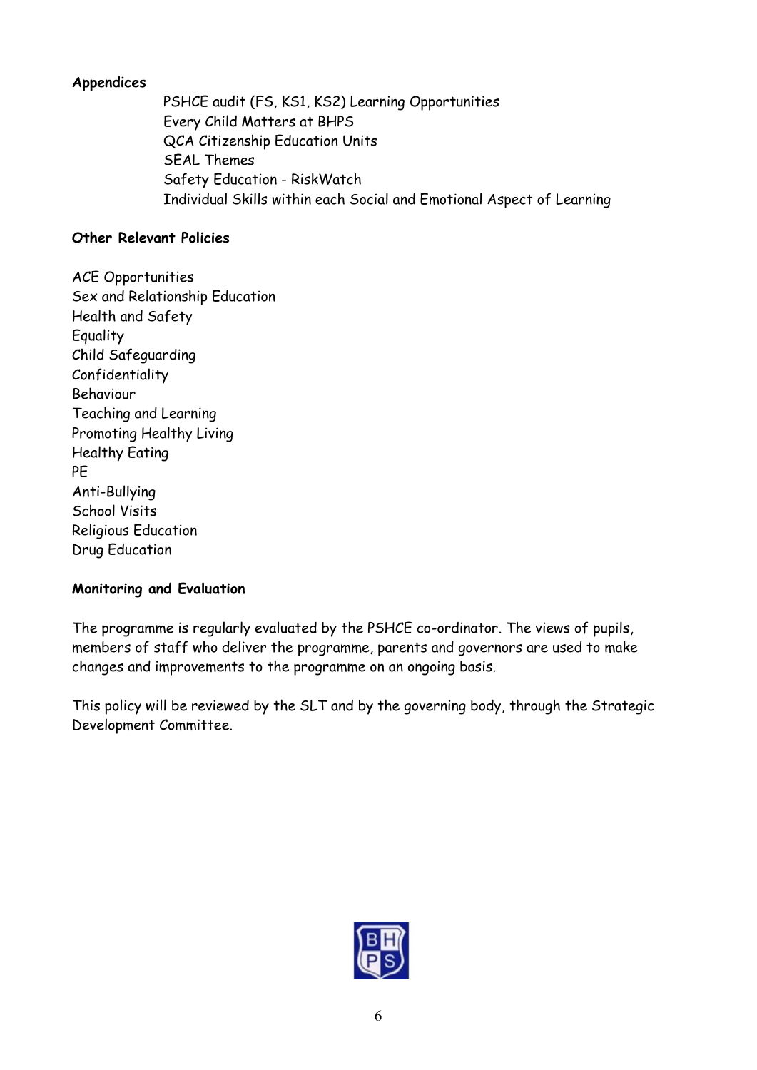**Appendices**

PSHCE audit (FS, KS1, KS2) Learning Opportunities
Every Child Matters at BHPS
QCA Citizenship Education Units
SEAL Themes
Safety Education - RiskWatch
Individual Skills within each Social and Emotional Aspect of Learning

**Other Relevant Policies**

ACE Opportunities
Sex and Relationship Education
Health and Safety
Equality
Child Safeguarding
Confidentiality
Behaviour
Teaching and Learning
Promoting Healthy Living
Healthy Eating
PE
Anti-Bullying
School Visits
Religious Education
Drug Education

**Monitoring and Evaluation**

The programme is regularly evaluated by the PSHCE co-ordinator. The views of pupils, members of staff who deliver the programme, parents and governors are used to make changes and improvements to the programme on an ongoing basis.

This policy will be reviewed by the SLT and by the governing body, through the Strategic Development Committee.